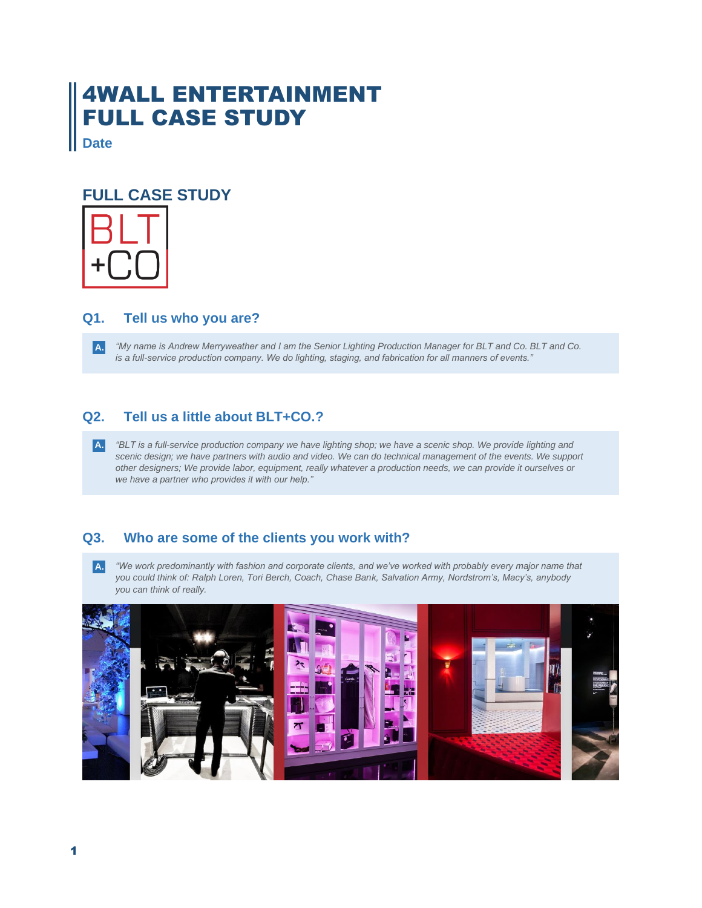# 4WALL ENTERTAINMENT FULL CASE STUDY

**Date**

## FULL CASE STUDY

BLT +CO

### Q1. Tell us who you are?

**A.** *"My name is Andrew Merryweather and I am the Senior Lighting Production Manager for BLT and Co. BLT and Co. is a full-service production company. We do lighting, staging, and fabrication for all manners of events."*

### Q2. Tell us a little about BLT+CO.?

**A.** *"BLT is a full-service production company we have lighting shop; we have a scenic shop. We provide lighting and scenic design; we have partners with audio and video. We can do technical management of the events. We support other designers; We provide labor, equipment, really whatever a production needs, we can provide it ourselves or we have a partner who provides it with our help."*

### Q3. Who are some of the clients you work with?

**A.** *"We work predominantly with fashion and corporate clients, and we've worked with probably every major name that you could think of: Ralph Loren, Tori Berch, Coach, Chase Bank, Salvation Army, Nordstrom's, Macy's, anybody you can think of really.*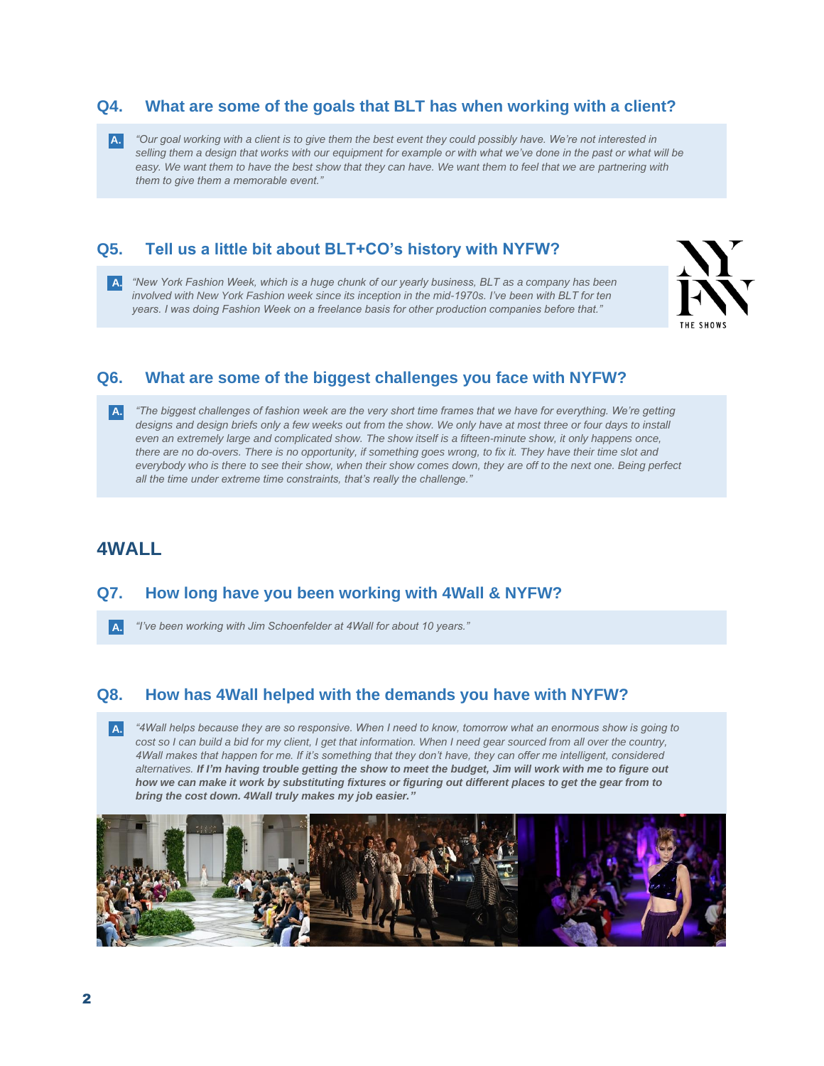## Q4. What are some of the goals that BLT has when working with a client?

**A.** *"Our goal working with a client is to give them the best event they could possibly have. We're not interested in selling them a design that works with our equipment for example or with what we've done in the past or what will be easy. We want them to have the best show that they can have. We want them to feel that we are partnering with them to give them a memorable event."*

## Q5. Tell us a little bit about BLT+CO's history with NYFW?

**A.** *"New York Fashion Week, which is a huge chunk of our yearly business, BLT as a company has been involved with New York Fashion week since its inception in the mid-1970s. I've been with BLT for ten years. I was doing Fashion Week on a freelance basis for other production companies before that."*

## Q6. What are some of the biggest challenges you face with NYFW?

**A.** *"The biggest challenges of fashion week are the very short time frames that we have for everything. We're getting designs and design briefs only a few weeks out from the show. We only have at most three or four days to install even an extremely large and complicated show. The show itself is a fifteen-minute show, it only happens once, there are no do-overs. There is no opportunity, if something goes wrong, to fix it. They have their time slot and everybody who is there to see their show, when their show comes down, they are off to the next one. Being perfect all the time under extreme time constraints, that's really the challenge."*

# 4WALL

## Q7. How long have you been working with 4Wall & NYFW?

**A.** *"I've been working with Jim Schoenfelder at 4Wall for about 10 years."*

## Q8. How has 4Wall helped with the demands you have with NYFW?

**A.** *"4Wall helps because they are so responsive. When I need to know, tomorrow what an enormous show is going to cost so I can build a bid for my client, I get that information. When I need gear sourced from all over the country, 4Wall makes that happen for me. If it's something that they don't have, they can offer me intelligent, considered alternatives.* ***If I'm having trouble getting the show to meet the budget, Jim will work with me to figure out how we can make it work by substituting fixtures or figuring out different places to get the gear from to bring the cost down. 4Wall truly makes my job easier."***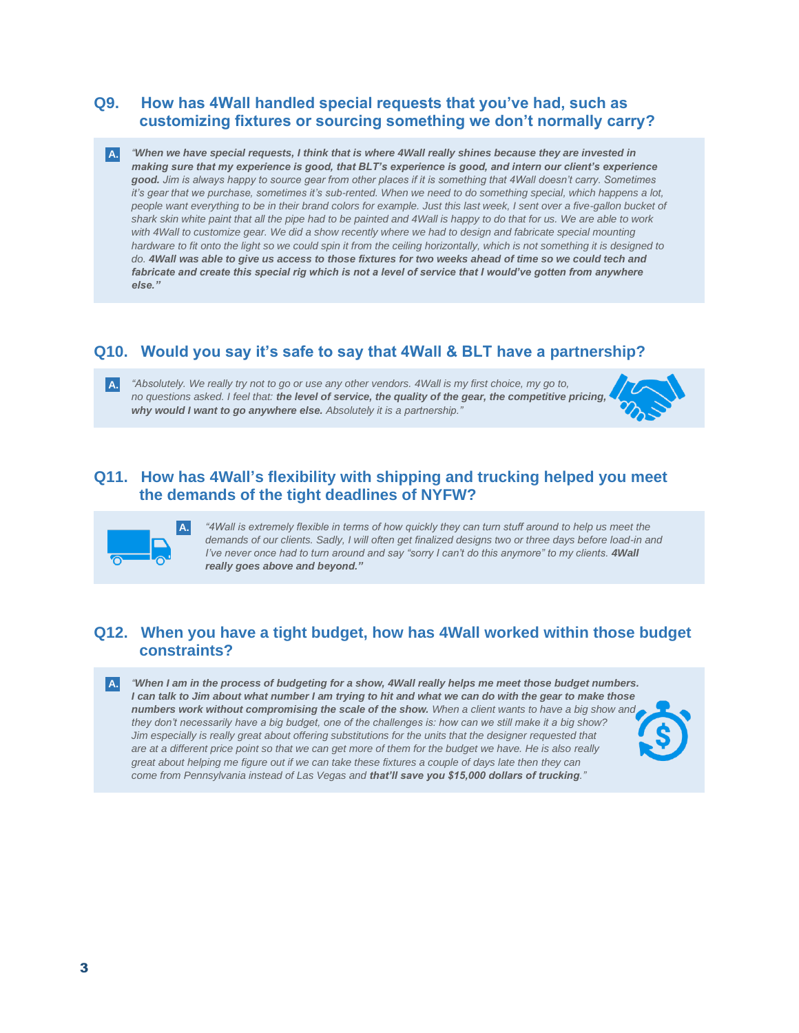## Q9. How has 4Wall handled special requests that you've had, such as customizing fixtures or sourcing something we don't normally carry?

**A.** *"**When we have special requests, I think that is where 4Wall really shines because they are invested in making sure that my experience is good, that BLT's experience is good, and intern our client's experience good.** Jim is always happy to source gear from other places if it is something that 4Wall doesn't carry. Sometimes it's gear that we purchase, sometimes it's sub-rented. When we need to do something special, which happens a lot, people want everything to be in their brand colors for example. Just this last week, I sent over a five-gallon bucket of shark skin white paint that all the pipe had to be painted and 4Wall is happy to do that for us. We are able to work with 4Wall to customize gear. We did a show recently where we had to design and fabricate special mounting hardware to fit onto the light so we could spin it from the ceiling horizontally, which is not something it is designed to do. **4Wall was able to give us access to those fixtures for two weeks ahead of time so we could tech and fabricate and create this special rig which is not a level of service that I would've gotten from anywhere else."***

## Q10. Would you say it's safe to say that 4Wall & BLT have a partnership?

**A.** *"Absolutely. We really try not to go or use any other vendors. 4Wall is my first choice, my go to, no questions asked. I feel that: **the level of service, the quality of the gear, the competitive pricing, why would I want to go anywhere else.** Absolutely it is a partnership."*

## Q11. How has 4Wall's flexibility with shipping and trucking helped you meet the demands of the tight deadlines of NYFW?

**A.** *"4Wall is extremely flexible in terms of how quickly they can turn stuff around to help us meet the demands of our clients. Sadly, I will often get finalized designs two or three days before load-in and I've never once had to turn around and say "sorry I can't do this anymore" to my clients. **4Wall really goes above and beyond."***

## Q12. When you have a tight budget, how has 4Wall worked within those budget constraints?

**A.** *"**When I am in the process of budgeting for a show, 4Wall really helps me meet those budget numbers. I can talk to Jim about what number I am trying to hit and what we can do with the gear to make those numbers work without compromising the scale of the show.** When a client wants to have a big show and they don't necessarily have a big budget, one of the challenges is: how can we still make it a big show? Jim especially is really great about offering substitutions for the units that the designer requested that are at a different price point so that we can get more of them for the budget we have. He is also really great about helping me figure out if we can take these fixtures a couple of days late then they can come from Pennsylvania instead of Las Vegas and **that'll save you $15,000 dollars of trucking**."*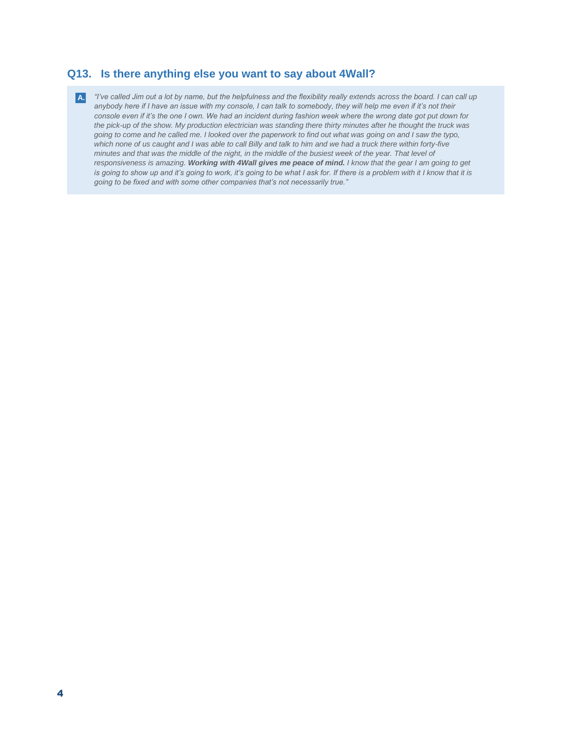## Q13. Is there anything else you want to say about 4Wall?

**A.** *"I've called Jim out a lot by name, but the helpfulness and the flexibility really extends across the board. I can call up anybody here if I have an issue with my console, I can talk to somebody, they will help me even if it's not their console even if it's the one I own. We had an incident during fashion week where the wrong date got put down for the pick-up of the show. My production electrician was standing there thirty minutes after he thought the truck was going to come and he called me. I looked over the paperwork to find out what was going on and I saw the typo, which none of us caught and I was able to call Billy and talk to him and we had a truck there within forty-five minutes and that was the middle of the night, in the middle of the busiest week of the year. That level of responsiveness is amazing.* ***Working with 4Wall gives me peace of mind.*** *I know that the gear I am going to get is going to show up and it's going to work, it's going to be what I ask for. If there is a problem with it I know that it is going to be fixed and with some other companies that's not necessarily true."*